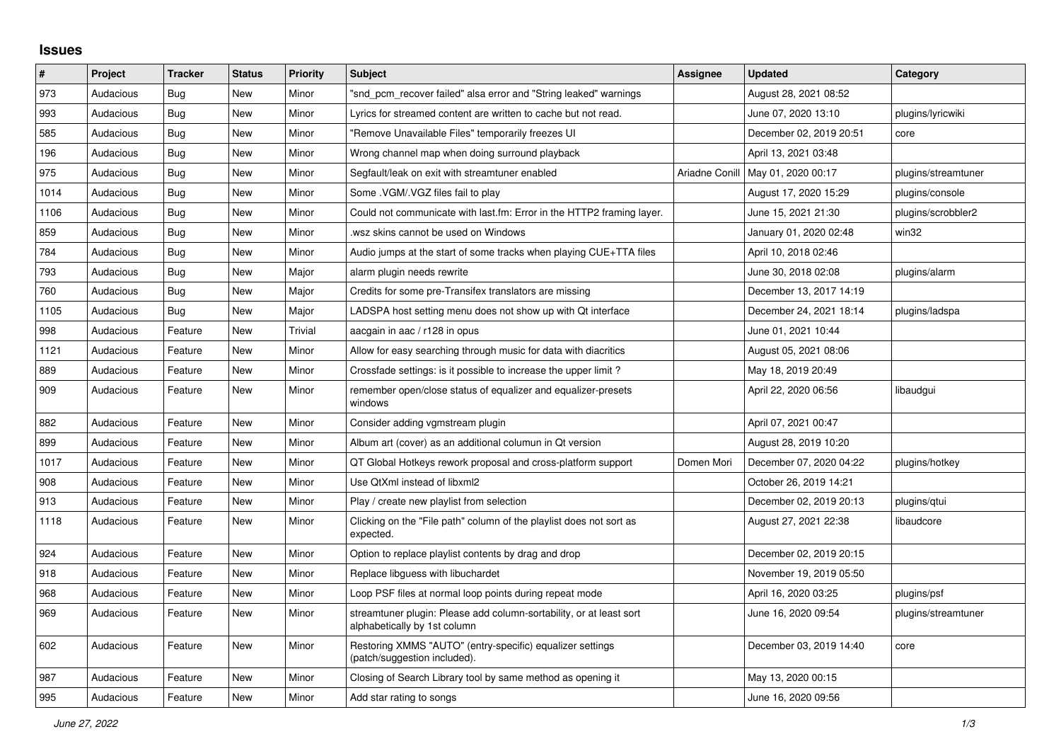# Issues

| # | Project | Tracker | Status | Priority | Subject | Assignee | Updated | Category |
|---|---|---|---|---|---|---|---|---|
| 973 | Audacious | Bug | New | Minor | "snd_pcm_recover failed" alsa error and "String leaked" warnings | | August 28, 2021 08:52 | |
| 993 | Audacious | Bug | New | Minor | Lyrics for streamed content are written to cache but not read. | | June 07, 2020 13:10 | plugins/lyricwiki |
| 585 | Audacious | Bug | New | Minor | "Remove Unavailable Files" temporarily freezes UI | | December 02, 2019 20:51 | core |
| 196 | Audacious | Bug | New | Minor | Wrong channel map when doing surround playback | | April 13, 2021 03:48 | |
| 975 | Audacious | Bug | New | Minor | Segfault/leak on exit with streamtuner enabled | Ariadne Conill | May 01, 2020 00:17 | plugins/streamtuner |
| 1014 | Audacious | Bug | New | Minor | Some .VGM/.VGZ files fail to play | | August 17, 2020 15:29 | plugins/console |
| 1106 | Audacious | Bug | New | Minor | Could not communicate with last.fm: Error in the HTTP2 framing layer. | | June 15, 2021 21:30 | plugins/scrobbler2 |
| 859 | Audacious | Bug | New | Minor | .wsz skins cannot be used on Windows | | January 01, 2020 02:48 | win32 |
| 784 | Audacious | Bug | New | Minor | Audio jumps at the start of some tracks when playing CUE+TTA files | | April 10, 2018 02:46 | |
| 793 | Audacious | Bug | New | Major | alarm plugin needs rewrite | | June 30, 2018 02:08 | plugins/alarm |
| 760 | Audacious | Bug | New | Major | Credits for some pre-Transifex translators are missing | | December 13, 2017 14:19 | |
| 1105 | Audacious | Bug | New | Major | LADSPA host setting menu does not show up with Qt interface | | December 24, 2021 18:14 | plugins/ladspa |
| 998 | Audacious | Feature | New | Trivial | aacgain in aac / r128 in opus | | June 01, 2021 10:44 | |
| 1121 | Audacious | Feature | New | Minor | Allow for easy searching through music for data with diacritics | | August 05, 2021 08:06 | |
| 889 | Audacious | Feature | New | Minor | Crossfade settings: is it possible to increase the upper limit ? | | May 18, 2019 20:49 | |
| 909 | Audacious | Feature | New | Minor | remember open/close status of equalizer and equalizer-presets windows | | April 22, 2020 06:56 | libaudgui |
| 882 | Audacious | Feature | New | Minor | Consider adding vgmstream plugin | | April 07, 2021 00:47 | |
| 899 | Audacious | Feature | New | Minor | Album art (cover) as an additional columun in Qt version | | August 28, 2019 10:20 | |
| 1017 | Audacious | Feature | New | Minor | QT Global Hotkeys rework proposal and cross-platform support | Domen Mori | December 07, 2020 04:22 | plugins/hotkey |
| 908 | Audacious | Feature | New | Minor | Use QtXml instead of libxml2 | | October 26, 2019 14:21 | |
| 913 | Audacious | Feature | New | Minor | Play / create new playlist from selection | | December 02, 2019 20:13 | plugins/qtui |
| 1118 | Audacious | Feature | New | Minor | Clicking on the "File path" column of the playlist does not sort as expected. | | August 27, 2021 22:38 | libaudcore |
| 924 | Audacious | Feature | New | Minor | Option to replace playlist contents by drag and drop | | December 02, 2019 20:15 | |
| 918 | Audacious | Feature | New | Minor | Replace libguess with libuchardet | | November 19, 2019 05:50 | |
| 968 | Audacious | Feature | New | Minor | Loop PSF files at normal loop points during repeat mode | | April 16, 2020 03:25 | plugins/psf |
| 969 | Audacious | Feature | New | Minor | streamtuner plugin: Please add column-sortability, or at least sort alphabetically by 1st column | | June 16, 2020 09:54 | plugins/streamtuner |
| 602 | Audacious | Feature | New | Minor | Restoring XMMS "AUTO" (entry-specific) equalizer settings (patch/suggestion included). | | December 03, 2019 14:40 | core |
| 987 | Audacious | Feature | New | Minor | Closing of Search Library tool by same method as opening it | | May 13, 2020 00:15 | |
| 995 | Audacious | Feature | New | Minor | Add star rating to songs | | June 16, 2020 09:56 | |

*June 27, 2022*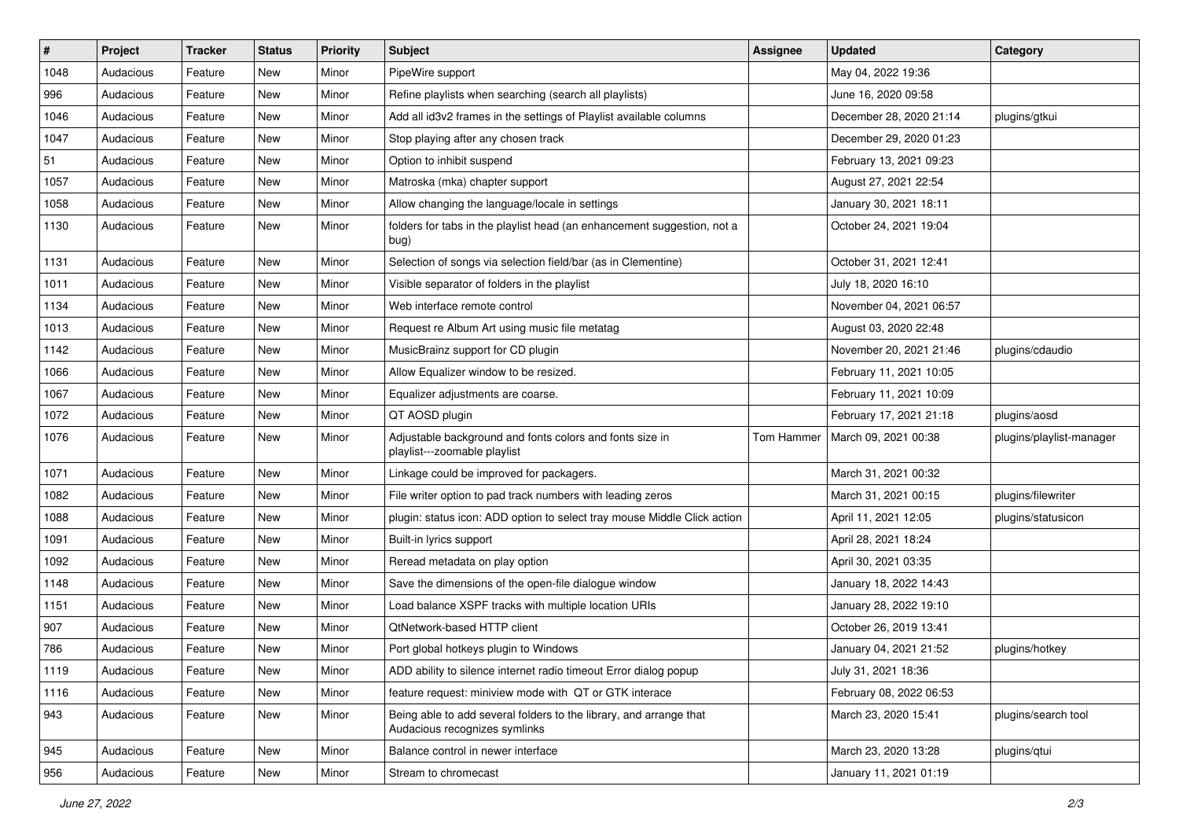| # | Project | Tracker | Status | Priority | Subject | Assignee | Updated | Category |
|---|---|---|---|---|---|---|---|---|
| 1048 | Audacious | Feature | New | Minor | PipeWire support | | May 04, 2022 19:36 | |
| 996 | Audacious | Feature | New | Minor | Refine playlists when searching (search all playlists) | | June 16, 2020 09:58 | |
| 1046 | Audacious | Feature | New | Minor | Add all id3v2 frames in the settings of Playlist available columns | | December 28, 2020 21:14 | plugins/gtkui |
| 1047 | Audacious | Feature | New | Minor | Stop playing after any chosen track | | December 29, 2020 01:23 | |
| 51 | Audacious | Feature | New | Minor | Option to inhibit suspend | | February 13, 2021 09:23 | |
| 1057 | Audacious | Feature | New | Minor | Matroska (mka) chapter support | | August 27, 2021 22:54 | |
| 1058 | Audacious | Feature | New | Minor | Allow changing the language/locale in settings | | January 30, 2021 18:11 | |
| 1130 | Audacious | Feature | New | Minor | folders for tabs in the playlist head (an enhancement suggestion, not a bug) | | October 24, 2021 19:04 | |
| 1131 | Audacious | Feature | New | Minor | Selection of songs via selection field/bar (as in Clementine) | | October 31, 2021 12:41 | |
| 1011 | Audacious | Feature | New | Minor | Visible separator of folders in the playlist | | July 18, 2020 16:10 | |
| 1134 | Audacious | Feature | New | Minor | Web interface remote control | | November 04, 2021 06:57 | |
| 1013 | Audacious | Feature | New | Minor | Request re Album Art using music file metatag | | August 03, 2020 22:48 | |
| 1142 | Audacious | Feature | New | Minor | MusicBrainz support for CD plugin | | November 20, 2021 21:46 | plugins/cdaudio |
| 1066 | Audacious | Feature | New | Minor | Allow Equalizer window to be resized. | | February 11, 2021 10:05 | |
| 1067 | Audacious | Feature | New | Minor | Equalizer adjustments are coarse. | | February 11, 2021 10:09 | |
| 1072 | Audacious | Feature | New | Minor | QT AOSD plugin | | February 17, 2021 21:18 | plugins/aosd |
| 1076 | Audacious | Feature | New | Minor | Adjustable background and fonts colors and fonts size in playlist---zoomable playlist | Tom Hammer | March 09, 2021 00:38 | plugins/playlist-manager |
| 1071 | Audacious | Feature | New | Minor | Linkage could be improved for packagers. | | March 31, 2021 00:32 | |
| 1082 | Audacious | Feature | New | Minor | File writer option to pad track numbers with leading zeros | | March 31, 2021 00:15 | plugins/filewriter |
| 1088 | Audacious | Feature | New | Minor | plugin: status icon: ADD option to select tray mouse Middle Click action | | April 11, 2021 12:05 | plugins/statusicon |
| 1091 | Audacious | Feature | New | Minor | Built-in lyrics support | | April 28, 2021 18:24 | |
| 1092 | Audacious | Feature | New | Minor | Reread metadata on play option | | April 30, 2021 03:35 | |
| 1148 | Audacious | Feature | New | Minor | Save the dimensions of the open-file dialogue window | | January 18, 2022 14:43 | |
| 1151 | Audacious | Feature | New | Minor | Load balance XSPF tracks with multiple location URIs | | January 28, 2022 19:10 | |
| 907 | Audacious | Feature | New | Minor | QtNetwork-based HTTP client | | October 26, 2019 13:41 | |
| 786 | Audacious | Feature | New | Minor | Port global hotkeys plugin to Windows | | January 04, 2021 21:52 | plugins/hotkey |
| 1119 | Audacious | Feature | New | Minor | ADD ability to silence internet radio timeout Error dialog popup | | July 31, 2021 18:36 | |
| 1116 | Audacious | Feature | New | Minor | feature request: miniview mode with QT or GTK interace | | February 08, 2022 06:53 | |
| 943 | Audacious | Feature | New | Minor | Being able to add several folders to the library, and arrange that Audacious recognizes symlinks | | March 23, 2020 15:41 | plugins/search tool |
| 945 | Audacious | Feature | New | Minor | Balance control in newer interface | | March 23, 2020 13:28 | plugins/qtui |
| 956 | Audacious | Feature | New | Minor | Stream to chromecast | | January 11, 2021 01:19 | |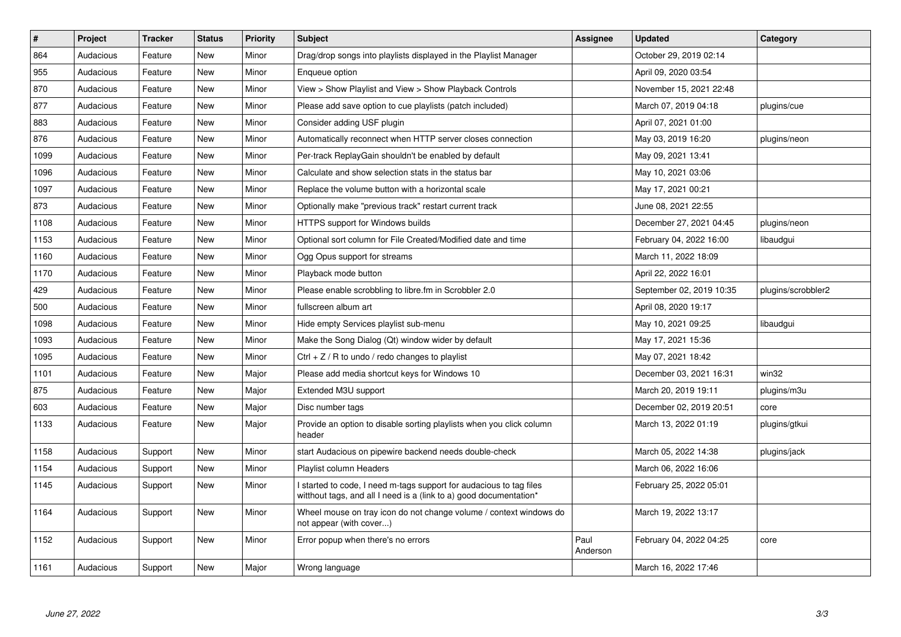| # | Project | Tracker | Status | Priority | Subject | Assignee | Updated | Category |
|---|---|---|---|---|---|---|---|---|
| 864 | Audacious | Feature | New | Minor | Drag/drop songs into playlists displayed in the Playlist Manager | | October 29, 2019 02:14 | |
| 955 | Audacious | Feature | New | Minor | Enqueue option | | April 09, 2020 03:54 | |
| 870 | Audacious | Feature | New | Minor | View > Show Playlist and View > Show Playback Controls | | November 15, 2021 22:48 | |
| 877 | Audacious | Feature | New | Minor | Please add save option to cue playlists (patch included) | | March 07, 2019 04:18 | plugins/cue |
| 883 | Audacious | Feature | New | Minor | Consider adding USF plugin | | April 07, 2021 01:00 | |
| 876 | Audacious | Feature | New | Minor | Automatically reconnect when HTTP server closes connection | | May 03, 2019 16:20 | plugins/neon |
| 1099 | Audacious | Feature | New | Minor | Per-track ReplayGain shouldn't be enabled by default | | May 09, 2021 13:41 | |
| 1096 | Audacious | Feature | New | Minor | Calculate and show selection stats in the status bar | | May 10, 2021 03:06 | |
| 1097 | Audacious | Feature | New | Minor | Replace the volume button with a horizontal scale | | May 17, 2021 00:21 | |
| 873 | Audacious | Feature | New | Minor | Optionally make "previous track" restart current track | | June 08, 2021 22:55 | |
| 1108 | Audacious | Feature | New | Minor | HTTPS support for Windows builds | | December 27, 2021 04:45 | plugins/neon |
| 1153 | Audacious | Feature | New | Minor | Optional sort column for File Created/Modified date and time | | February 04, 2022 16:00 | libaudgui |
| 1160 | Audacious | Feature | New | Minor | Ogg Opus support for streams | | March 11, 2022 18:09 | |
| 1170 | Audacious | Feature | New | Minor | Playback mode button | | April 22, 2022 16:01 | |
| 429 | Audacious | Feature | New | Minor | Please enable scrobbling to libre.fm in Scrobbler 2.0 | | September 02, 2019 10:35 | plugins/scrobbler2 |
| 500 | Audacious | Feature | New | Minor | fullscreen album art | | April 08, 2020 19:17 | |
| 1098 | Audacious | Feature | New | Minor | Hide empty Services playlist sub-menu | | May 10, 2021 09:25 | libaudgui |
| 1093 | Audacious | Feature | New | Minor | Make the Song Dialog (Qt) window wider by default | | May 17, 2021 15:36 | |
| 1095 | Audacious | Feature | New | Minor | Ctrl + Z / R to undo / redo changes to playlist | | May 07, 2021 18:42 | |
| 1101 | Audacious | Feature | New | Major | Please add media shortcut keys for Windows 10 | | December 03, 2021 16:31 | win32 |
| 875 | Audacious | Feature | New | Major | Extended M3U support | | March 20, 2019 19:11 | plugins/m3u |
| 603 | Audacious | Feature | New | Major | Disc number tags | | December 02, 2019 20:51 | core |
| 1133 | Audacious | Feature | New | Major | Provide an option to disable sorting playlists when you click column header | | March 13, 2022 01:19 | plugins/gtkui |
| 1158 | Audacious | Support | New | Minor | start Audacious on pipewire backend needs double-check | | March 05, 2022 14:38 | plugins/jack |
| 1154 | Audacious | Support | New | Minor | Playlist column Headers | | March 06, 2022 16:06 | |
| 1145 | Audacious | Support | New | Minor | I started to code, I need m-tags support for audacious to tag files witthout tags, and all I need is a (link to a) good documentation* | | February 25, 2022 05:01 | |
| 1164 | Audacious | Support | New | Minor | Wheel mouse on tray icon do not change volume / context windows do not appear (with cover...) | | March 19, 2022 13:17 | |
| 1152 | Audacious | Support | New | Minor | Error popup when there's no errors | Paul Anderson | February 04, 2022 04:25 | core |
| 1161 | Audacious | Support | New | Major | Wrong language | | March 16, 2022 17:46 | |

*June 27, 2022*